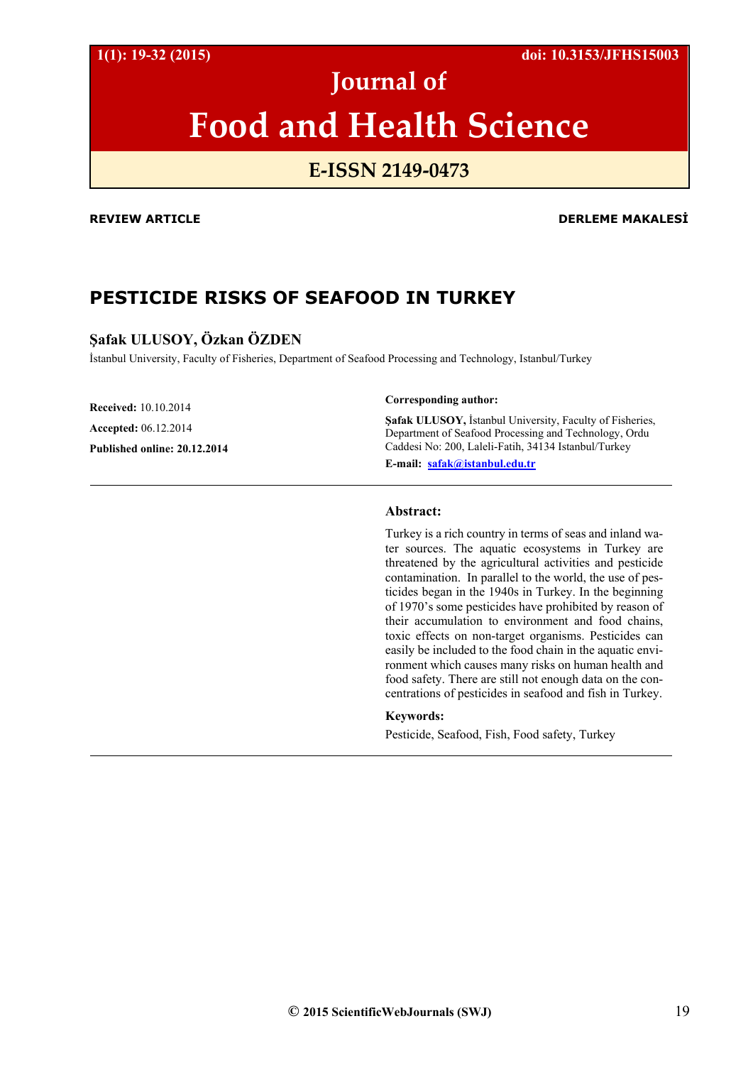Journal of

# Food and Health Science

E-ISSN 2149-0473

**REVIEW ARTICLE** **DERLEME MAKALESİ**

## PESTICIDE RISKS OF SEAFOOD IN TURKEY

### Şafak ULUSOY, Özkan ÖZDEN

İstanbul University, Faculty of Fisheries, Department of Seafood Processing and Technology, Istanbul/Turkey

**Received:** 10.10.2014

**Accepted:** 06.12.2014

**Published online: 20.12.2014**

**Corresponding author:**

**Şafak ULUSOY,** İstanbul University, Faculty of Fisheries, Department of Seafood Processing and Technology, Ordu Caddesi No: 200, Laleli-Fatih, 34134 Istanbul/Turkey

**E-mail:** safak@istanbul.edu.tr

---

**Abstract:**

Turkey is a rich country in terms of seas and inland water sources. The aquatic ecosystems in Turkey are threatened by the agricultural activities and pesticide contamination. In parallel to the world, the use of pesticides began in the 1940s in Turkey. In the beginning of 1970's some pesticides have prohibited by reason of their accumulation to environment and food chains, toxic effects on non-target organisms. Pesticides can easily be included to the food chain in the aquatic environment which causes many risks on human health and food safety. There are still not enough data on the concentrations of pesticides in seafood and fish in Turkey.

**Keywords:**

Pesticide, Seafood, Fish, Food safety, Turkey

---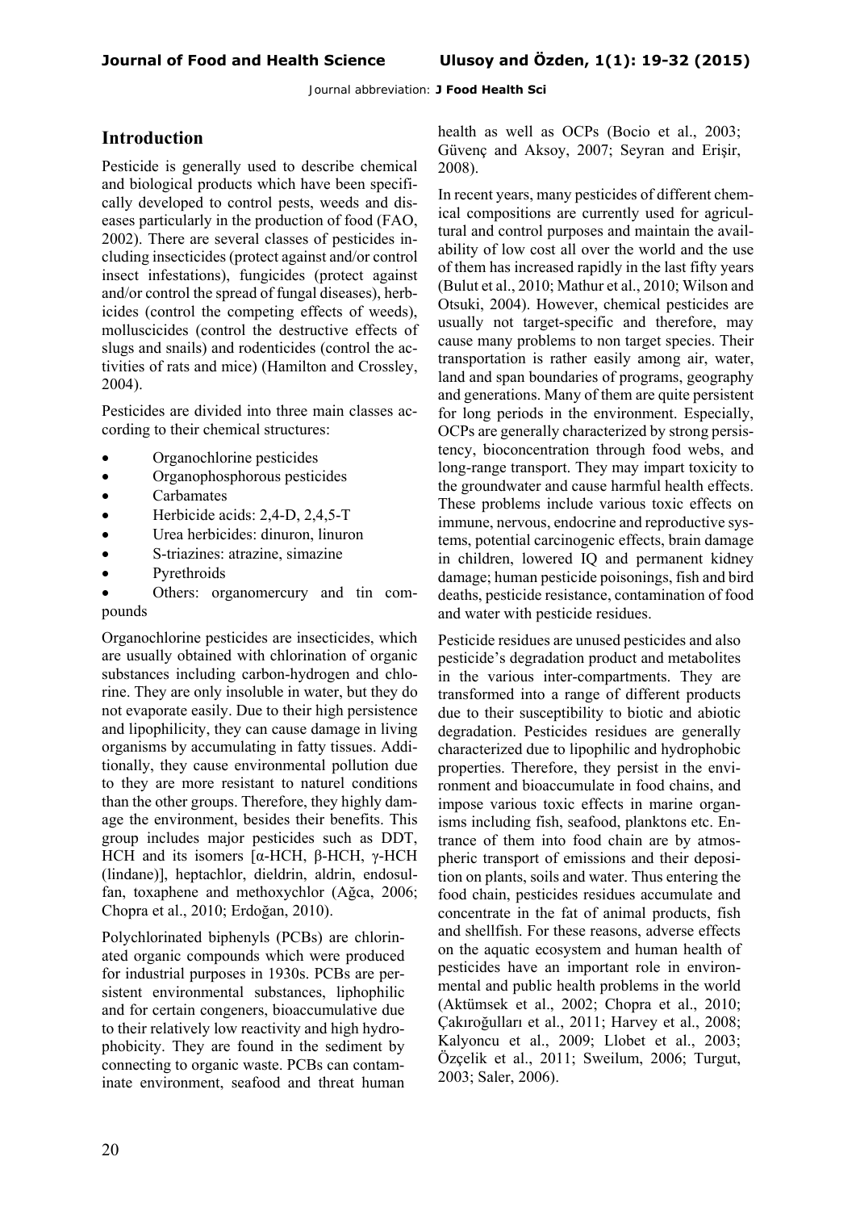## Introduction

Pesticide is generally used to describe chemical and biological products which have been specifically developed to control pests, weeds and diseases particularly in the production of food (FAO, 2002). There are several classes of pesticides including insecticides (protect against and/or control insect infestations), fungicides (protect against and/or control the spread of fungal diseases), herbicides (control the competing effects of weeds), molluscicides (control the destructive effects of slugs and snails) and rodenticides (control the activities of rats and mice) (Hamilton and Crossley, 2004).

Pesticides are divided into three main classes according to their chemical structures:

- Organochlorine pesticides
- Organophosphorous pesticides
- Carbamates
- Herbicide acids: 2,4-D, 2,4,5-T
- Urea herbicides: dinuron, linuron
- S-triazines: atrazine, simazine
- Pyrethroids
- Others: organomercury and tin compounds

Organochlorine pesticides are insecticides, which are usually obtained with chlorination of organic substances including carbon-hydrogen and chlorine. They are only insoluble in water, but they do not evaporate easily. Due to their high persistence and lipophilicity, they can cause damage in living organisms by accumulating in fatty tissues. Additionally, they cause environmental pollution due to they are more resistant to naturel conditions than the other groups. Therefore, they highly damage the environment, besides their benefits. This group includes major pesticides such as DDT, HCH and its isomers [α-HCH, β-HCH, γ-HCH (lindane)], heptachlor, dieldrin, aldrin, endosulfan, toxaphene and methoxychlor (Ağca, 2006; Chopra et al., 2010; Erdoğan, 2010).

Polychlorinated biphenyls (PCBs) are chlorinated organic compounds which were produced for industrial purposes in 1930s. PCBs are persistent environmental substances, liphophilic and for certain congeners, bioaccumulative due to their relatively low reactivity and high hydrophobicity. They are found in the sediment by connecting to organic waste. PCBs can contaminate environment, seafood and threat human health as well as OCPs (Bocio et al., 2003; Güvenç and Aksoy, 2007; Seyran and Erişir, 2008).

In recent years, many pesticides of different chemical compositions are currently used for agricultural and control purposes and maintain the availability of low cost all over the world and the use of them has increased rapidly in the last fifty years (Bulut et al., 2010; Mathur et al., 2010; Wilson and Otsuki, 2004). However, chemical pesticides are usually not target-specific and therefore, may cause many problems to non target species. Their transportation is rather easily among air, water, land and span boundaries of programs, geography and generations. Many of them are quite persistent for long periods in the environment. Especially, OCPs are generally characterized by strong persistency, bioconcentration through food webs, and long-range transport. They may impart toxicity to the groundwater and cause harmful health effects. These problems include various toxic effects on immune, nervous, endocrine and reproductive systems, potential carcinogenic effects, brain damage in children, lowered IQ and permanent kidney damage; human pesticide poisonings, fish and bird deaths, pesticide resistance, contamination of food and water with pesticide residues.

Pesticide residues are unused pesticides and also pesticide's degradation product and metabolites in the various inter-compartments. They are transformed into a range of different products due to their susceptibility to biotic and abiotic degradation. Pesticides residues are generally characterized due to lipophilic and hydrophobic properties. Therefore, they persist in the environment and bioaccumulate in food chains, and impose various toxic effects in marine organisms including fish, seafood, planktons etc. Entrance of them into food chain are by atmospheric transport of emissions and their deposition on plants, soils and water. Thus entering the food chain, pesticides residues accumulate and concentrate in the fat of animal products, fish and shellfish. For these reasons, adverse effects on the aquatic ecosystem and human health of pesticides have an important role in environmental and public health problems in the world (Aktümsek et al., 2002; Chopra et al., 2010; Çakıroğulları et al., 2011; Harvey et al., 2008; Kalyoncu et al., 2009; Llobet et al., 2003; Özçelik et al., 2011; Sweilum, 2006; Turgut, 2003; Saler, 2006).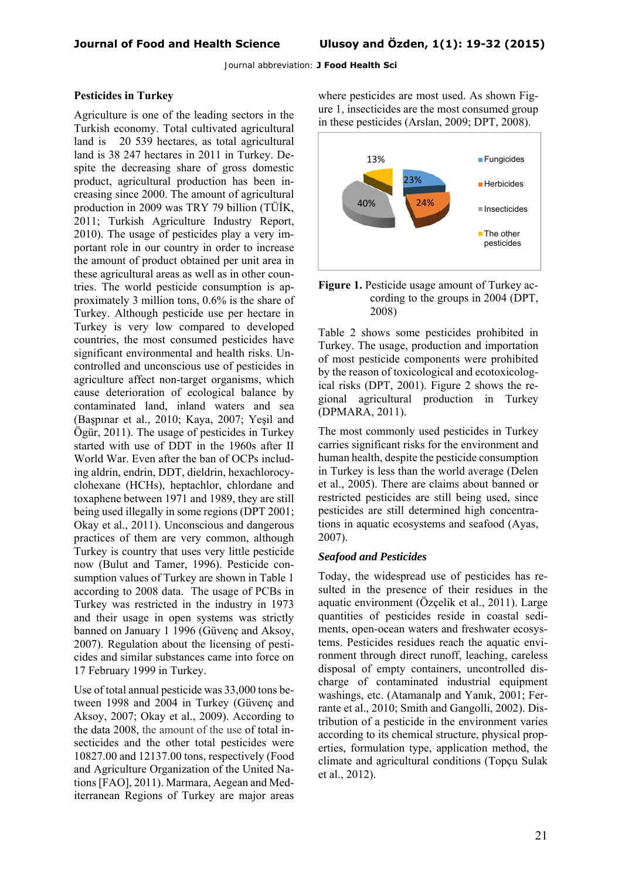## Pesticides in Turkey

Agriculture is one of the leading sectors in the Turkish economy. Total cultivated agricultural land is 20 539 hectares, as total agricultural land is 38 247 hectares in 2011 in Turkey. Despite the decreasing share of gross domestic product, agricultural production has been increasing since 2000. The amount of agricultural production in 2009 was TRY 79 billion (TÜİK, 2011; Turkish Agriculture Industry Report, 2010). The usage of pesticides play a very important role in our country in order to increase the amount of product obtained per unit area in these agricultural areas as well as in other countries. The world pesticide consumption is approximately 3 million tons, 0.6% is the share of Turkey. Although pesticide use per hectare in Turkey is very low compared to developed countries, the most consumed pesticides have significant environmental and health risks. Uncontrolled and unconscious use of pesticides in agriculture affect non-target organisms, which cause deterioration of ecological balance by contaminated land, inland waters and sea (Başpınar et al., 2010; Kaya, 2007; Yeşil and Öğür, 2011). The usage of pesticides in Turkey started with use of DDT in the 1960s after II World War. Even after the ban of OCPs including aldrin, endrin, DDT, dieldrin, hexachlorocyclohexane (HCHs), heptachlor, chlordane and toxaphene between 1971 and 1989, they are still being used illegally in some regions (DPT 2001; Okay et al., 2011). Unconscious and dangerous practices of them are very common, although Turkey is country that uses very little pesticide now (Bulut and Tamer, 1996). Pesticide consumption values of Turkey are shown in Table 1 according to 2008 data. The usage of PCBs in Turkey was restricted in the industry in 1973 and their usage in open systems was strictly banned on January 1 1996 (Güvenç and Aksoy, 2007). Regulation about the licensing of pesticides and similar substances came into force on 17 February 1999 in Turkey.

Use of total annual pesticide was 33,000 tons between 1998 and 2004 in Turkey (Güvenç and Aksoy, 2007; Okay et al., 2009). According to the data 2008, the amount of the use of total insecticides and the other total pesticides were 10827.00 and 12137.00 tons, respectively (Food and Agriculture Organization of the United Nations [FAO], 2011). Marmara, Aegean and Mediterranean Regions of Turkey are major areas where pesticides are most used. As shown Figure 1, insecticides are the most consumed group in these pesticides (Arslan, 2009; DPT, 2008).

**Figure 1.** Pesticide usage amount of Turkey according to the groups in 2004 (DPT, 2008)

Table 2 shows some pesticides prohibited in Turkey. The usage, production and importation of most pesticide components were prohibited by the reason of toxicological and ecotoxicological risks (DPT, 2001). Figure 2 shows the regional agricultural production in Turkey (DPMARA, 2011).

The most commonly used pesticides in Turkey carries significant risks for the environment and human health, despite the pesticide consumption in Turkey is less than the world average (Delen et al., 2005). There are claims about banned or restricted pesticides are still being used, since pesticides are still determined high concentrations in aquatic ecosystems and seafood (Ayas, 2007).

### *Seafood and Pesticides*

Today, the widespread use of pesticides has resulted in the presence of their residues in the aquatic environment (Özçelik et al., 2011). Large quantities of pesticides reside in coastal sediments, open-ocean waters and freshwater ecosystems. Pesticides residues reach the aquatic environment through direct runoff, leaching, careless disposal of empty containers, uncontrolled discharge of contaminated industrial equipment washings, etc. (Atamanalp and Yanık, 2001; Ferrante et al., 2010; Smith and Gangolli, 2002). Distribution of a pesticide in the environment varies according to its chemical structure, physical properties, formulation type, application method, the climate and agricultural conditions (Topçu Sulak et al., 2012).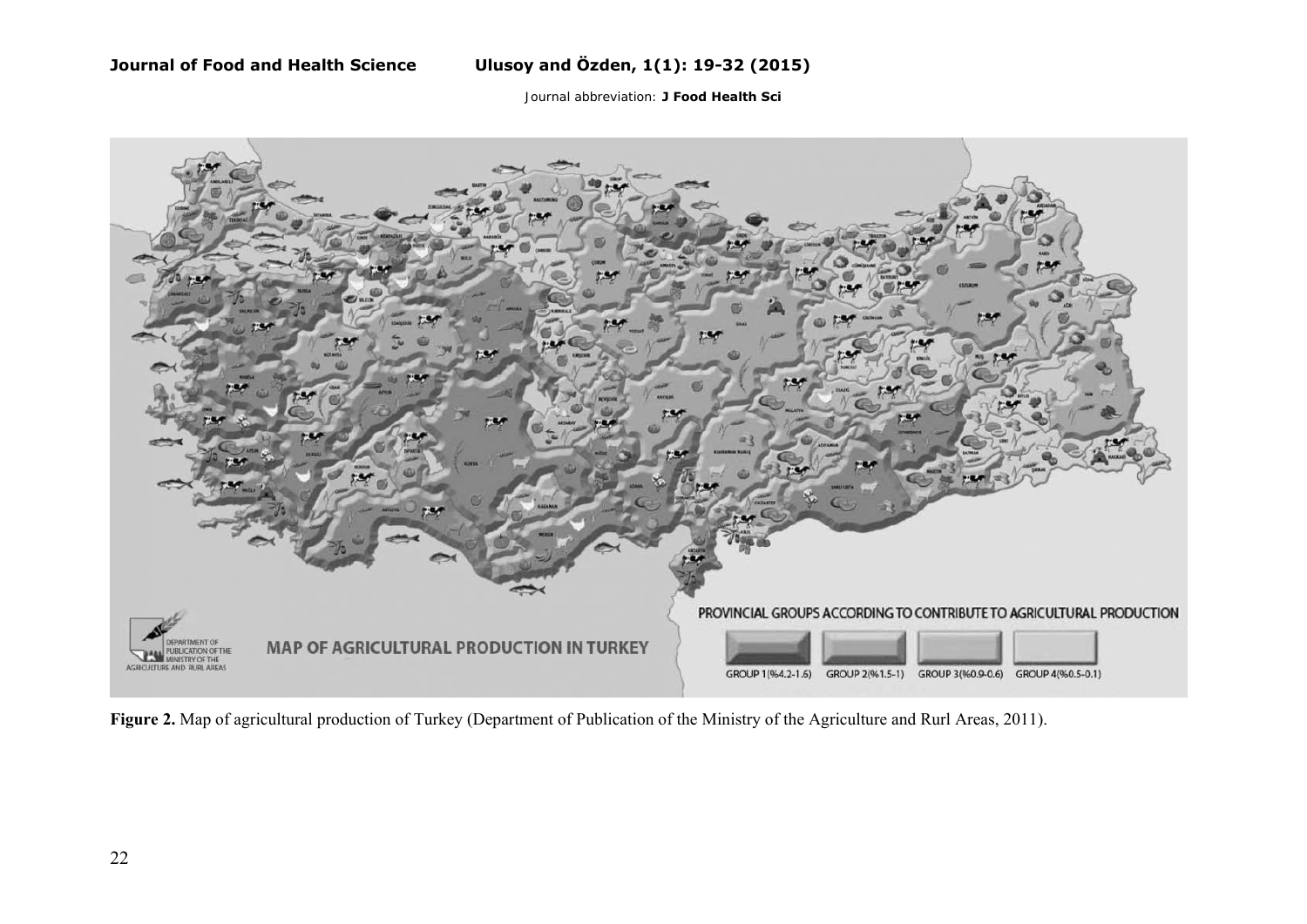**Figure 2.** Map of agricultural production of Turkey (Department of Publication of the Ministry of the Agriculture and Rurl Areas, 2011).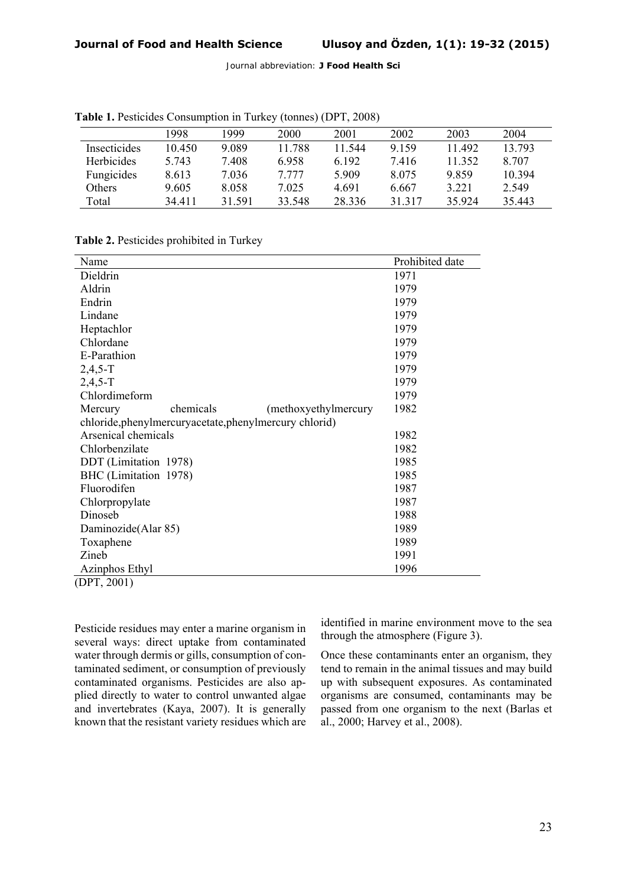**Table 1.** Pesticides Consumption in Turkey (tonnes) (DPT, 2008)

| | 1998 | 1999 | 2000 | 2001 | 2002 | 2003 | 2004 |
|---|---|---|---|---|---|---|---|
| Insecticides | 10.450 | 9.089 | 11.788 | 11.544 | 9.159 | 11.492 | 13.793 |
| Herbicides | 5.743 | 7.408 | 6.958 | 6.192 | 7.416 | 11.352 | 8.707 |
| Fungicides | 8.613 | 7.036 | 7.777 | 5.909 | 8.075 | 9.859 | 10.394 |
| Others | 9.605 | 8.058 | 7.025 | 4.691 | 6.667 | 3.221 | 2.549 |
| Total | 34.411 | 31.591 | 33.548 | 28.336 | 31.317 | 35.924 | 35.443 |

**Table 2.** Pesticides prohibited in Turkey

| Name | Prohibited date |
|---|---|
| Dieldrin | 1971 |
| Aldrin | 1979 |
| Endrin | 1979 |
| Lindane | 1979 |
| Heptachlor | 1979 |
| Chlordane | 1979 |
| E-Parathion | 1979 |
| 2,4,5-T | 1979 |
| 2,4,5-T | 1979 |
| Chlordimeform | 1979 |
| Mercury chemicals (methoxyethylmercury chloride,phenylmercuryacetate,phenylmercury chlorid) | 1982 |
| Arsenical chemicals | 1982 |
| Chlorbenzilate | 1982 |
| DDT (Limitation 1978) | 1985 |
| BHC (Limitation 1978) | 1985 |
| Fluorodifen | 1987 |
| Chlorpropylate | 1987 |
| Dinoseb | 1988 |
| Daminozide(Alar 85) | 1989 |
| Toxaphene | 1989 |
| Zineb | 1991 |
| Azinphos Ethyl | 1996 |

(DPT, 2001)

Pesticide residues may enter a marine organism in several ways: direct uptake from contaminated water through dermis or gills, consumption of contaminated sediment, or consumption of previously contaminated organisms. Pesticides are also applied directly to water to control unwanted algae and invertebrates (Kaya, 2007). It is generally known that the resistant variety residues which are identified in marine environment move to the sea through the atmosphere (Figure 3).

Once these contaminants enter an organism, they tend to remain in the animal tissues and may build up with subsequent exposures. As contaminated organisms are consumed, contaminants may be passed from one organism to the next (Barlas et al., 2000; Harvey et al., 2008).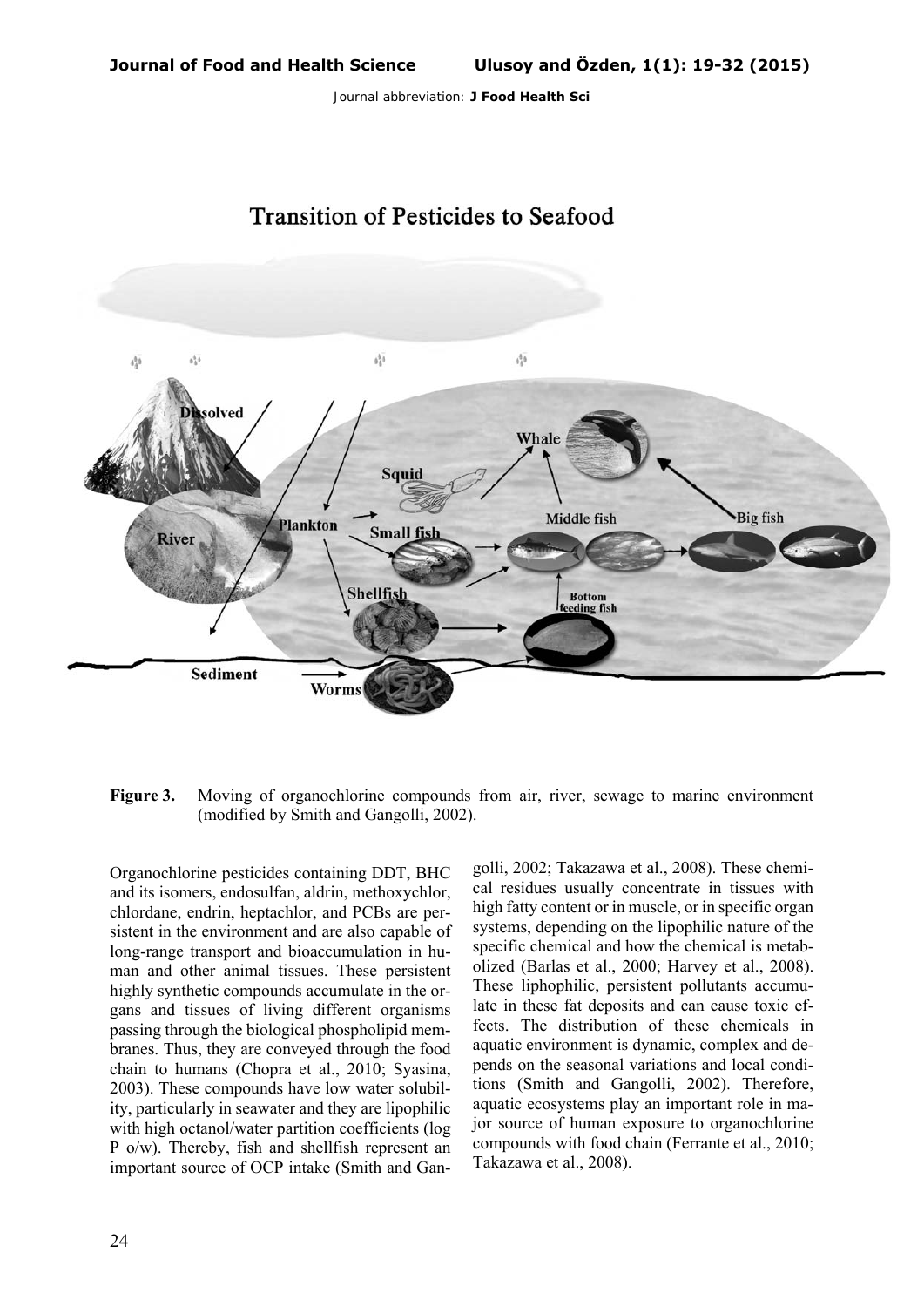**Figure 3.** Moving of organochlorine compounds from air, river, sewage to marine environment (modified by Smith and Gangolli, 2002).

Organochlorine pesticides containing DDT, BHC and its isomers, endosulfan, aldrin, methoxychlor, chlordane, endrin, heptachlor, and PCBs are persistent in the environment and are also capable of long-range transport and bioaccumulation in human and other animal tissues. These persistent highly synthetic compounds accumulate in the organs and tissues of living different organisms passing through the biological phospholipid membranes. Thus, they are conveyed through the food chain to humans (Chopra et al., 2010; Syasina, 2003). These compounds have low water solubility, particularly in seawater and they are lipophilic with high octanol/water partition coefficients (log P o/w). Thereby, fish and shellfish represent an important source of OCP intake (Smith and Gangolli, 2002; Takazawa et al., 2008). These chemical residues usually concentrate in tissues with high fatty content or in muscle, or in specific organ systems, depending on the lipophilic nature of the specific chemical and how the chemical is metabolized (Barlas et al., 2000; Harvey et al., 2008). These liphophilic, persistent pollutants accumulate in these fat deposits and can cause toxic effects. The distribution of these chemicals in aquatic environment is dynamic, complex and depends on the seasonal variations and local conditions (Smith and Gangolli, 2002). Therefore, aquatic ecosystems play an important role in major source of human exposure to organochlorine compounds with food chain (Ferrante et al., 2010; Takazawa et al., 2008).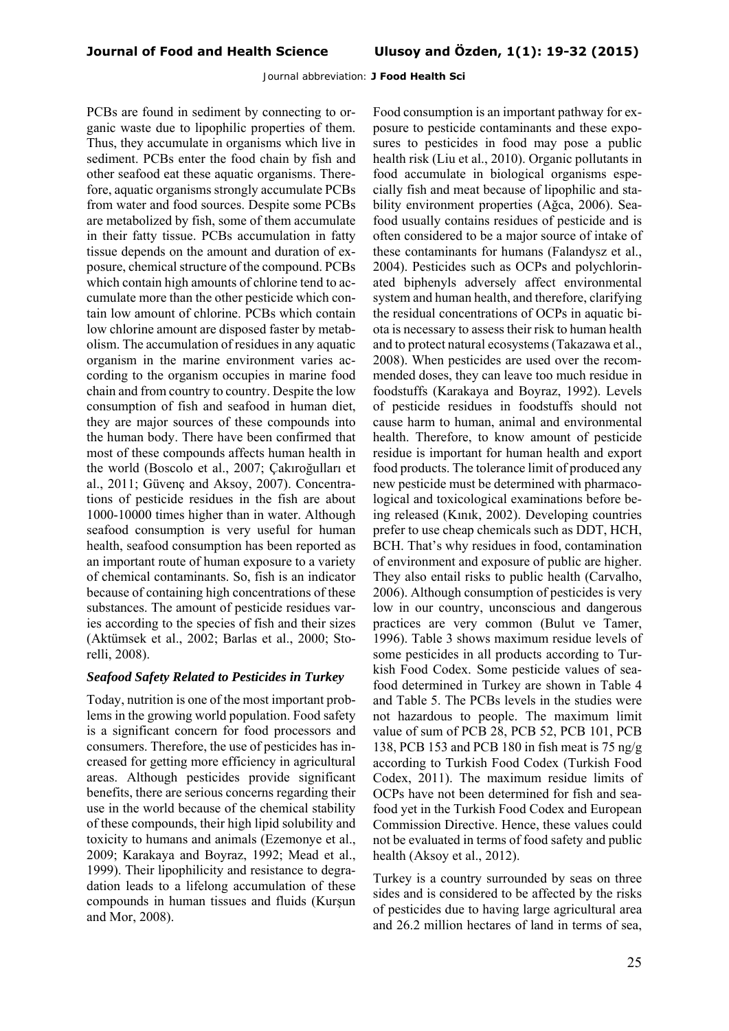PCBs are found in sediment by connecting to organic waste due to lipophilic properties of them. Thus, they accumulate in organisms which live in sediment. PCBs enter the food chain by fish and other seafood eat these aquatic organisms. Therefore, aquatic organisms strongly accumulate PCBs from water and food sources. Despite some PCBs are metabolized by fish, some of them accumulate in their fatty tissue. PCBs accumulation in fatty tissue depends on the amount and duration of exposure, chemical structure of the compound. PCBs which contain high amounts of chlorine tend to accumulate more than the other pesticide which contain low amount of chlorine. PCBs which contain low chlorine amount are disposed faster by metabolism. The accumulation of residues in any aquatic organism in the marine environment varies according to the organism occupies in marine food chain and from country to country. Despite the low consumption of fish and seafood in human diet, they are major sources of these compounds into the human body. There have been confirmed that most of these compounds affects human health in the world (Boscolo et al., 2007; Çakıroğulları et al., 2011; Güvenç and Aksoy, 2007). Concentrations of pesticide residues in the fish are about 1000-10000 times higher than in water. Although seafood consumption is very useful for human health, seafood consumption has been reported as an important route of human exposure to a variety of chemical contaminants. So, fish is an indicator because of containing high concentrations of these substances. The amount of pesticide residues varies according to the species of fish and their sizes (Aktümsek et al., 2002; Barlas et al., 2000; Storelli, 2008).

### *Seafood Safety Related to Pesticides in Turkey*

Today, nutrition is one of the most important problems in the growing world population. Food safety is a significant concern for food processors and consumers. Therefore, the use of pesticides has increased for getting more efficiency in agricultural areas. Although pesticides provide significant benefits, there are serious concerns regarding their use in the world because of the chemical stability of these compounds, their high lipid solubility and toxicity to humans and animals (Ezemonye et al., 2009; Karakaya and Boyraz, 1992; Mead et al., 1999). Their lipophilicity and resistance to degradation leads to a lifelong accumulation of these compounds in human tissues and fluids (Kurşun and Mor, 2008).

Food consumption is an important pathway for exposure to pesticide contaminants and these exposures to pesticides in food may pose a public health risk (Liu et al., 2010). Organic pollutants in food accumulate in biological organisms especially fish and meat because of lipophilic and stability environment properties (Ağca, 2006). Seafood usually contains residues of pesticide and is often considered to be a major source of intake of these contaminants for humans (Falandysz et al., 2004). Pesticides such as OCPs and polychlorinated biphenyls adversely affect environmental system and human health, and therefore, clarifying the residual concentrations of OCPs in aquatic biota is necessary to assess their risk to human health and to protect natural ecosystems (Takazawa et al., 2008). When pesticides are used over the recommended doses, they can leave too much residue in foodstuffs (Karakaya and Boyraz, 1992). Levels of pesticide residues in foodstuffs should not cause harm to human, animal and environmental health. Therefore, to know amount of pesticide residue is important for human health and export food products. The tolerance limit of produced any new pesticide must be determined with pharmacological and toxicological examinations before being released (Kınık, 2002). Developing countries prefer to use cheap chemicals such as DDT, HCH, BCH. That's why residues in food, contamination of environment and exposure of public are higher. They also entail risks to public health (Carvalho, 2006). Although consumption of pesticides is very low in our country, unconscious and dangerous practices are very common (Bulut ve Tamer, 1996). Table 3 shows maximum residue levels of some pesticides in all products according to Turkish Food Codex. Some pesticide values of seafood determined in Turkey are shown in Table 4 and Table 5. The PCBs levels in the studies were not hazardous to people. The maximum limit value of sum of PCB 28, PCB 52, PCB 101, PCB 138, PCB 153 and PCB 180 in fish meat is 75 ng/g according to Turkish Food Codex (Turkish Food Codex, 2011). The maximum residue limits of OCPs have not been determined for fish and seafood yet in the Turkish Food Codex and European Commission Directive. Hence, these values could not be evaluated in terms of food safety and public health (Aksoy et al., 2012).

Turkey is a country surrounded by seas on three sides and is considered to be affected by the risks of pesticides due to having large agricultural area and 26.2 million hectares of land in terms of sea,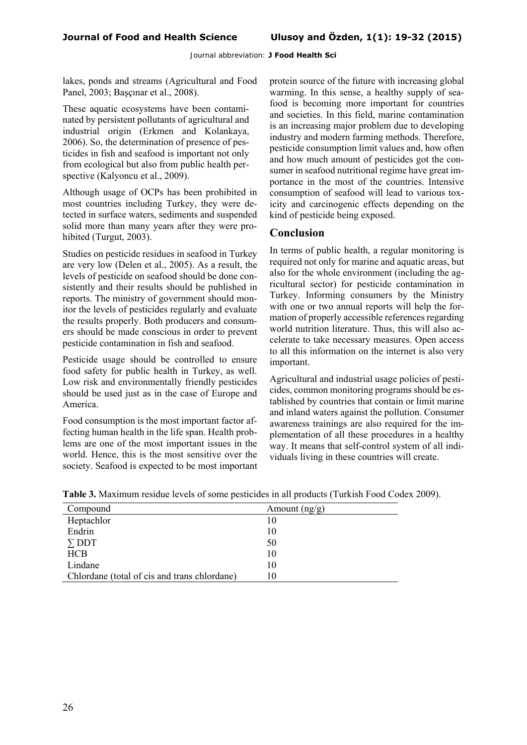lakes, ponds and streams (Agricultural and Food Panel, 2003; Başçınar et al., 2008).

These aquatic ecosystems have been contaminated by persistent pollutants of agricultural and industrial origin (Erkmen and Kolankaya, 2006). So, the determination of presence of pesticides in fish and seafood is important not only from ecological but also from public health perspective (Kalyoncu et al., 2009).

Although usage of OCPs has been prohibited in most countries including Turkey, they were detected in surface waters, sediments and suspended solid more than many years after they were prohibited (Turgut, 2003).

Studies on pesticide residues in seafood in Turkey are very low (Delen et al., 2005). As a result, the levels of pesticide on seafood should be done consistently and their results should be published in reports. The ministry of government should monitor the levels of pesticides regularly and evaluate the results properly. Both producers and consumers should be made conscious in order to prevent pesticide contamination in fish and seafood.

Pesticide usage should be controlled to ensure food safety for public health in Turkey, as well. Low risk and environmentally friendly pesticides should be used just as in the case of Europe and America.

Food consumption is the most important factor affecting human health in the life span. Health problems are one of the most important issues in the world. Hence, this is the most sensitive over the society. Seafood is expected to be most important protein source of the future with increasing global warming. In this sense, a healthy supply of seafood is becoming more important for countries and societies. In this field, marine contamination is an increasing major problem due to developing industry and modern farming methods. Therefore, pesticide consumption limit values and, how often and how much amount of pesticides got the consumer in seafood nutritional regime have great importance in the most of the countries. Intensive consumption of seafood will lead to various toxicity and carcinogenic effects depending on the kind of pesticide being exposed.

## Conclusion

In terms of public health, a regular monitoring is required not only for marine and aquatic areas, but also for the whole environment (including the agricultural sector) for pesticide contamination in Turkey. Informing consumers by the Ministry with one or two annual reports will help the formation of properly accessible references regarding world nutrition literature. Thus, this will also accelerate to take necessary measures. Open access to all this information on the internet is also very important.

Agricultural and industrial usage policies of pesticides, common monitoring programs should be established by countries that contain or limit marine and inland waters against the pollution. Consumer awareness trainings are also required for the implementation of all these procedures in a healthy way. It means that self-control system of all individuals living in these countries will create.

**Table 3.** Maximum residue levels of some pesticides in all products (Turkish Food Codex 2009).

| Compound | Amount (ng/g) |
|---|---|
| Heptachlor | 10 |
| Endrin | 10 |
| ∑ DDT | 50 |
| HCB | 10 |
| Lindane | 10 |
| Chlordane (total of cis and trans chlordane) | 10 |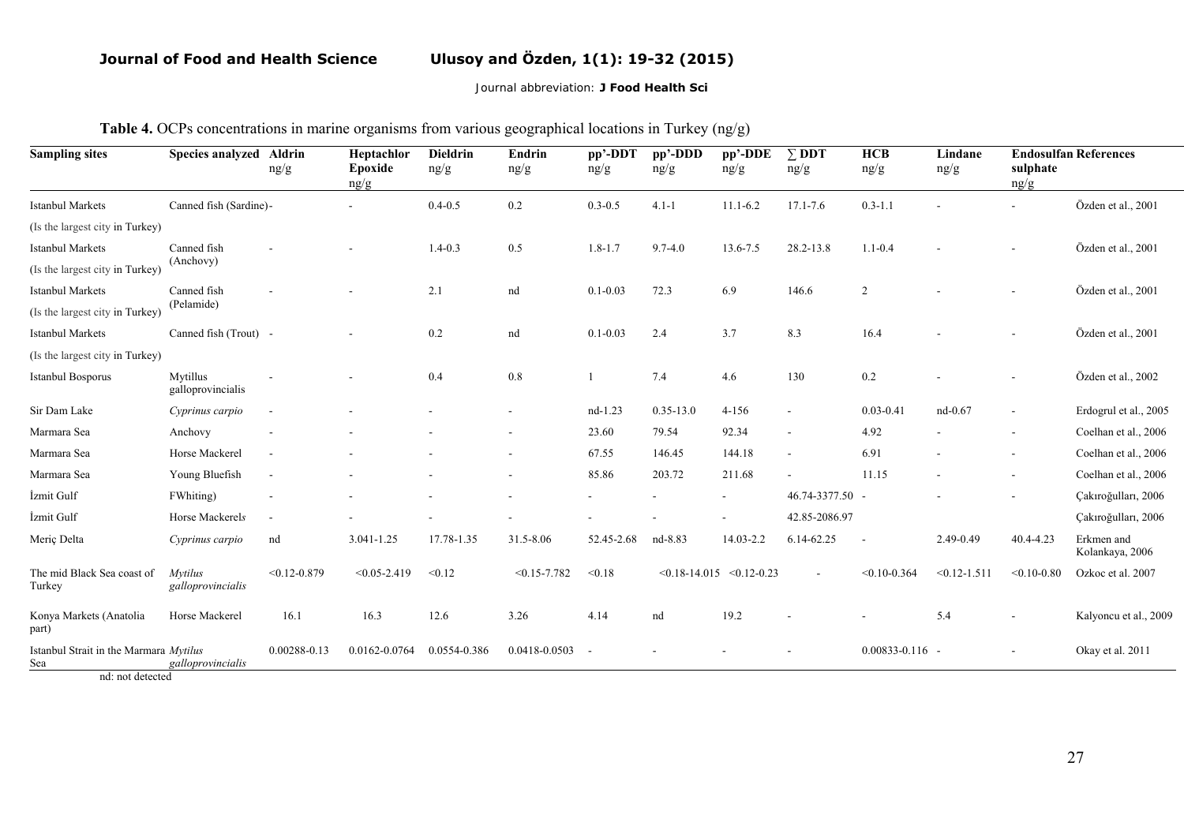**Table 4.** OCPs concentrations in marine organisms from various geographical locations in Turkey (ng/g)

| Sampling sites | Species analyzed | Aldrin ng/g | Heptachlor Epoxide ng/g | Dieldrin ng/g | Endrin ng/g | pp'-DDT ng/g | pp'-DDD ng/g | pp'-DDE ng/g | ∑ DDT ng/g | HCB ng/g | Lindane ng/g | Endosulfan sulphate ng/g | References |
|---|---|---|---|---|---|---|---|---|---|---|---|---|---|
| Istanbul Markets (Is the largest city in Turkey) | Canned fish (Sardine) | - | - | 0.4-0.5 | 0.2 | 0.3-0.5 | 4.1-1 | 11.1-6.2 | 17.1-7.6 | 0.3-1.1 | - | - | Özden et al., 2001 |
| Istanbul Markets (Is the largest city in Turkey) | Canned fish (Anchovy) | - | - | 1.4-0.3 | 0.5 | 1.8-1.7 | 9.7-4.0 | 13.6-7.5 | 28.2-13.8 | 1.1-0.4 | - | - | Özden et al., 2001 |
| Istanbul Markets (Is the largest city in Turkey) | Canned fish (Pelamide) | - | - | 2.1 | nd | 0.1-0.03 | 72.3 | 6.9 | 146.6 | 2 | - | - | Özden et al., 2001 |
| Istanbul Markets (Is the largest city in Turkey) | Canned fish (Trout) | - | - | 0.2 | nd | 0.1-0.03 | 2.4 | 3.7 | 8.3 | 16.4 | - | - | Özden et al., 2001 |
| Istanbul Bosporus | Mytillus galloprovincialis | - | - | 0.4 | 0.8 | 1 | 7.4 | 4.6 | 130 | 0.2 | - | - | Özden et al., 2002 |
| Sir Dam Lake | *Cyprinus carpio* | - | - | - | - | nd-1.23 | 0.35-13.0 | 4-156 | - | 0.03-0.41 | nd-0.67 | - | Erdogrul et al., 2005 |
| Marmara Sea | Anchovy | - | - | - | - | 23.60 | 79.54 | 92.34 | - | 4.92 | - | - | Coelhan et al., 2006 |
| Marmara Sea | Horse Mackerel | - | - | - | - | 67.55 | 146.45 | 144.18 | - | 6.91 | - | - | Coelhan et al., 2006 |
| Marmara Sea | Young Bluefish | - | - | - | - | 85.86 | 203.72 | 211.68 | - | 11.15 | - | - | Coelhan et al., 2006 |
| İzmit Gulf | FWhiting) | - | - | - | - | - | - | - | 46.74-3377.50 | - | - | - | Çakıroğulları, 2006 |
| İzmit Gulf | Horse Mackerel*s* | - | - | - | - | - | - | - | 42.85-2086.97 | | | | Çakıroğulları, 2006 |
| Meriç Delta | *Cyprinus carpio* | nd | 3.041-1.25 | 17.78-1.35 | 31.5-8.06 | 52.45-2.68 | nd-8.83 | 14.03-2.2 | 6.14-62.25 | - | 2.49-0.49 | 40.4-4.23 | Erkmen and Kolankaya, 2006 |
| The mid Black Sea coast of Turkey | *Mytilus galloprovincialis* | <0.12-0.879 | <0.05-2.419 | <0.12 | <0.15-7.782 | <0.18 | <0.18-14.015 | <0.12-0.23 | - | <0.10-0.364 | <0.12-1.511 | <0.10-0.80 | Ozkoc et al. 2007 |
| Konya Markets (Anatolia part) | Horse Mackerel | 16.1 | 16.3 | 12.6 | 3.26 | 4.14 | nd | 19.2 | - | - | 5.4 | - | Kalyoncu et al., 2009 |
| Istanbul Strait in the Marmara Sea | *Mytilus galloprovincialis* | 0.00288-0.13 | 0.0162-0.0764 | 0.0554-0.386 | 0.0418-0.0503 | - | - | - | - | 0.00833-0.116 | - | - | Okay et al. 2011 |

nd: not detected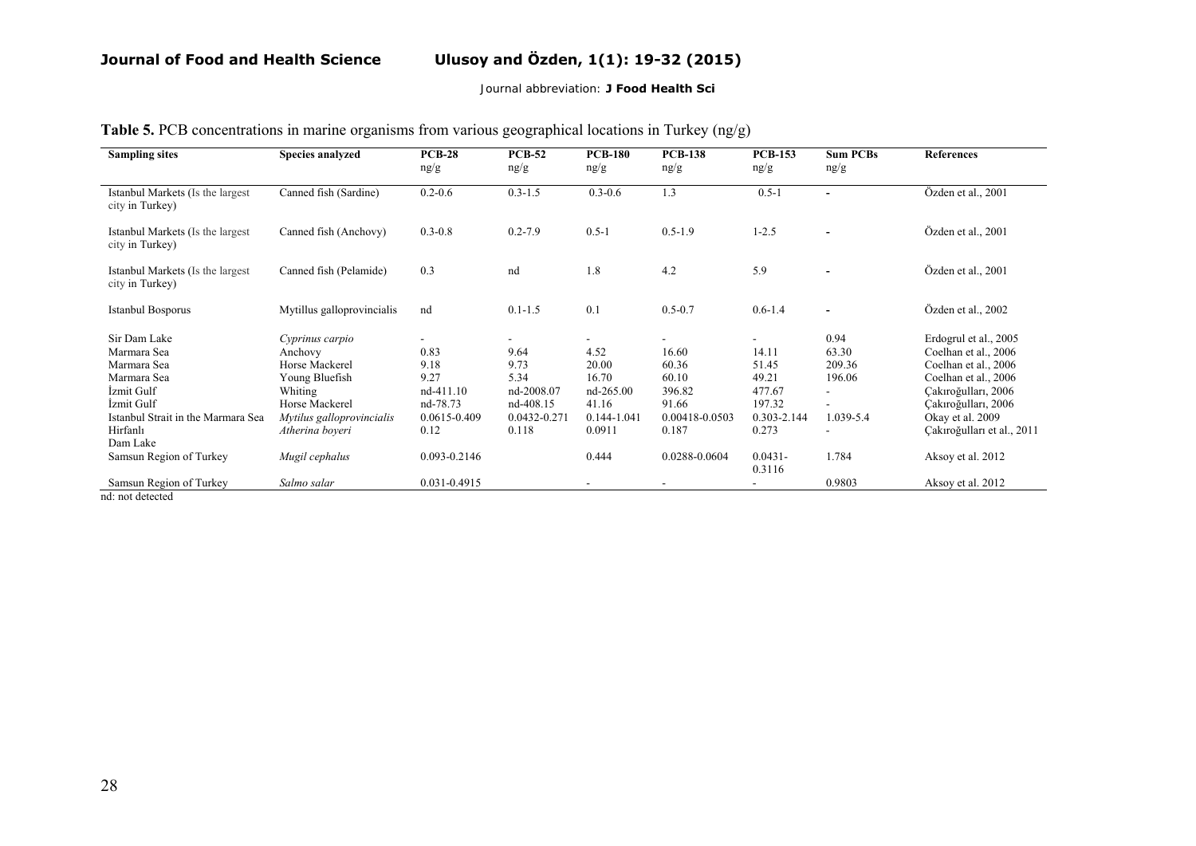**Table 5.** PCB concentrations in marine organisms from various geographical locations in Turkey (ng/g)

| Sampling sites | Species analyzed | PCB-28 ng/g | PCB-52 ng/g | PCB-180 ng/g | PCB-138 ng/g | PCB-153 ng/g | Sum PCBs ng/g | References |
|---|---|---|---|---|---|---|---|---|
| Istanbul Markets (Is the largest city in Turkey) | Canned fish (Sardine) | 0.2-0.6 | 0.3-1.5 | 0.3-0.6 | 1.3 | 0.5-1 | - | Özden et al., 2001 |
| Istanbul Markets (Is the largest city in Turkey) | Canned fish (Anchovy) | 0.3-0.8 | 0.2-7.9 | 0.5-1 | 0.5-1.9 | 1-2.5 | - | Özden et al., 2001 |
| Istanbul Markets (Is the largest city in Turkey) | Canned fish (Pelamide) | 0.3 | nd | 1.8 | 4.2 | 5.9 | - | Özden et al., 2001 |
| Istanbul Bosporus | Mytillus galloprovincialis | nd | 0.1-1.5 | 0.1 | 0.5-0.7 | 0.6-1.4 | - | Özden et al., 2002 |
| Sir Dam Lake | *Cyprinus carpio* | - | - | - | - | - | 0.94 | Erdogrul et al., 2005 |
| Marmara Sea | Anchovy | 0.83 | 9.64 | 4.52 | 16.60 | 14.11 | 63.30 | Coelhan et al., 2006 |
| Marmara Sea | Horse Mackerel | 9.18 | 9.73 | 20.00 | 60.36 | 51.45 | 209.36 | Coelhan et al., 2006 |
| Marmara Sea | Young Bluefish | 9.27 | 5.34 | 16.70 | 60.10 | 49.21 | 196.06 | Coelhan et al., 2006 |
| İzmit Gulf | Whiting | nd-411.10 | nd-2008.07 | nd-265.00 | 396.82 | 477.67 | - | Çakıroğulları, 2006 |
| İzmit Gulf | Horse Mackerel | nd-78.73 | nd-408.15 | 41.16 | 91.66 | 197.32 | - | Çakıroğulları, 2006 |
| Istanbul Strait in the Marmara Sea | *Mytilus galloprovincialis* | 0.0615-0.409 | 0.0432-0.271 | 0.144-1.041 | 0.00418-0.0503 | 0.303-2.144 | 1.039-5.4 | Okay et al. 2009 |
| Hirfanlı Dam Lake | *Atherina boyeri* | 0.12 | 0.118 | 0.0911 | 0.187 | 0.273 | - | Çakıroğulları et al., 2011 |
| Samsun Region of Turkey | *Mugil cephalus* | 0.093-0.2146 | | 0.444 | 0.0288-0.0604 | 0.0431-0.3116 | 1.784 | Aksoy et al. 2012 |
| Samsun Region of Turkey | *Salmo salar* | 0.031-0.4915 | | - | - | - | 0.9803 | Aksoy et al. 2012 |

nd: not detected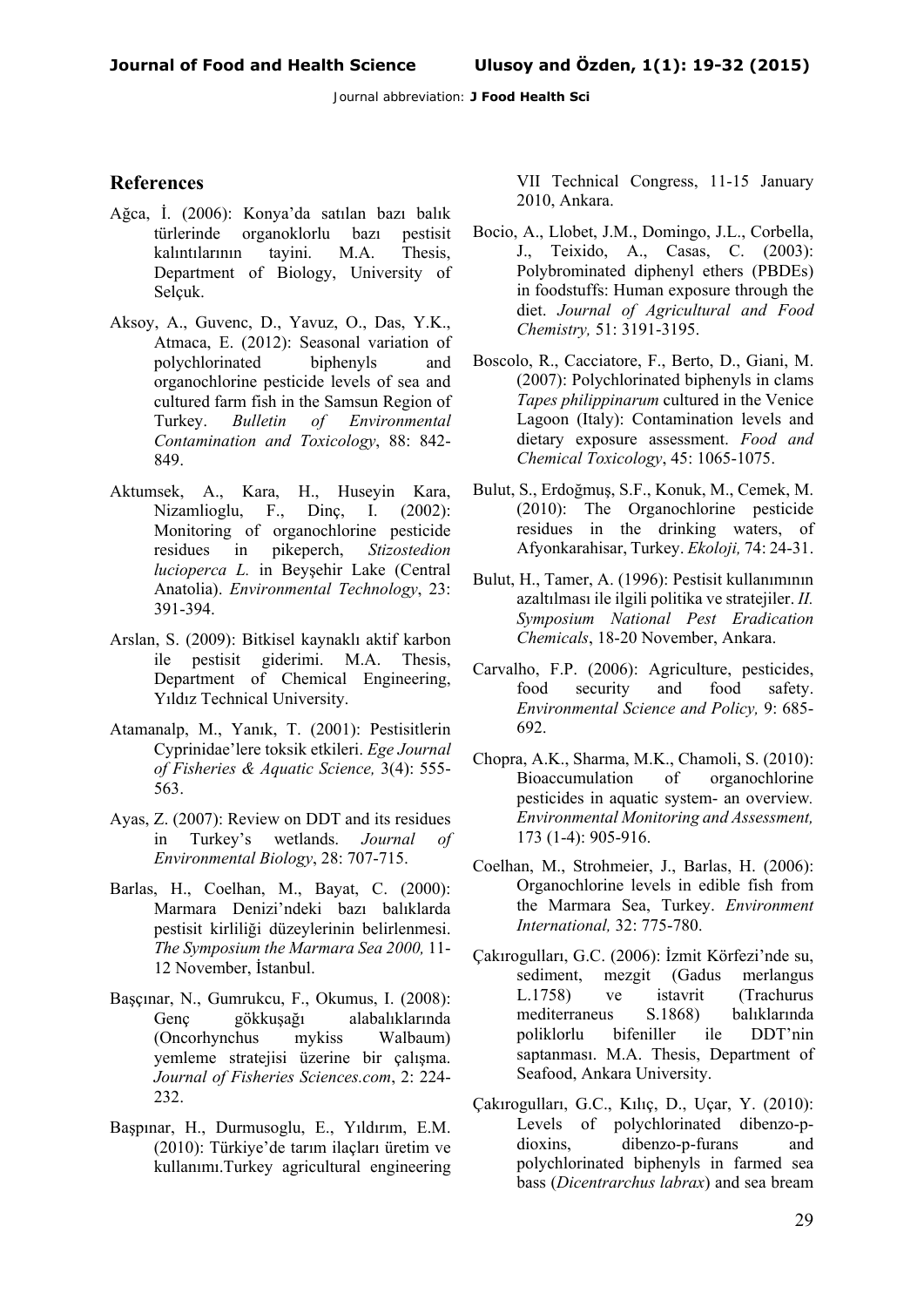## References

Ağca, İ. (2006): Konya'da satılan bazı balık türlerinde organoklorlu bazı pestisit kalıntılarının tayini. M.A. Thesis, Department of Biology, University of Selçuk.

Aksoy, A., Guvenc, D., Yavuz, O., Das, Y.K., Atmaca, E. (2012): Seasonal variation of polychlorinated biphenyls and organochlorine pesticide levels of sea and cultured farm fish in the Samsun Region of Turkey. *Bulletin of Environmental Contamination and Toxicology*, 88: 842-849.

Aktumsek, A., Kara, H., Huseyin Kara, Nizamlioglu, F., Dinç, I. (2002): Monitoring of organochlorine pesticide residues in pikeperch, *Stizostedion lucioperca L.* in Beyşehir Lake (Central Anatolia). *Environmental Technology*, 23: 391-394.

Arslan, S. (2009): Bitkisel kaynaklı aktif karbon ile pestisit giderimi. M.A. Thesis, Department of Chemical Engineering, Yıldız Technical University.

Atamanalp, M., Yanık, T. (2001): Pestisitlerin Cyprinidae'lere toksik etkileri. *Ege Journal of Fisheries & Aquatic Science,* 3(4): 555-563.

Ayas, Z. (2007): Review on DDT and its residues in Turkey's wetlands. *Journal of Environmental Biology*, 28: 707-715.

Barlas, H., Coelhan, M., Bayat, C. (2000): Marmara Denizi'ndeki bazı balıklarda pestisit kirliliği düzeylerinin belirlenmesi. *The Symposium the Marmara Sea 2000,* 11-12 November, İstanbul.

Başçınar, N., Gumrukcu, F., Okumus, I. (2008): Genç gökkuşağı alabalıklarında (Oncorhynchus mykiss Walbaum) yemleme stratejisi üzerine bir çalışma. *Journal of Fisheries Sciences.com*, 2: 224-232.

Başpınar, H., Durmusoglu, E., Yıldırım, E.M. (2010): Türkiye'de tarım ilaçları üretim ve kullanımı.Turkey agricultural engineering VII Technical Congress, 11-15 January 2010, Ankara.

Bocio, A., Llobet, J.M., Domingo, J.L., Corbella, J., Teixido, A., Casas, C. (2003): Polybrominated diphenyl ethers (PBDEs) in foodstuffs: Human exposure through the diet. *Journal of Agricultural and Food Chemistry,* 51: 3191-3195.

Boscolo, R., Cacciatore, F., Berto, D., Giani, M. (2007): Polychlorinated biphenyls in clams *Tapes philippinarum* cultured in the Venice Lagoon (Italy): Contamination levels and dietary exposure assessment. *Food and Chemical Toxicology*, 45: 1065-1075.

Bulut, S., Erdoğmuş, S.F., Konuk, M., Cemek, M. (2010): The Organochlorine pesticide residues in the drinking waters, of Afyonkarahisar, Turkey. *Ekoloji,* 74: 24-31.

Bulut, H., Tamer, A. (1996): Pestisit kullanımının azaltılması ile ilgili politika ve stratejiler. *II. Symposium National Pest Eradication Chemicals*, 18-20 November, Ankara.

Carvalho, F.P. (2006): Agriculture, pesticides, food security and food safety. *Environmental Science and Policy,* 9: 685-692.

Chopra, A.K., Sharma, M.K., Chamoli, S. (2010): Bioaccumulation of organochlorine pesticides in aquatic system- an overview. *Environmental Monitoring and Assessment,* 173 (1-4): 905-916.

Coelhan, M., Strohmeier, J., Barlas, H. (2006): Organochlorine levels in edible fish from the Marmara Sea, Turkey. *Environment International,* 32: 775-780.

Çakırogulları, G.C. (2006): İzmit Körfezi'nde su, sediment, mezgit (Gadus merlangus L.1758) ve istavrit (Trachurus mediterraneus S.1868) balıklarında poliklorlu bifeniller ile DDT'nin saptanması. M.A. Thesis, Department of Seafood, Ankara University.

Çakırogulları, G.C., Kılıç, D., Uçar, Y. (2010): Levels of polychlorinated dibenzo-p-dioxins, dibenzo-p-furans and polychlorinated biphenyls in farmed sea bass (*Dicentrarchus labrax*) and sea bream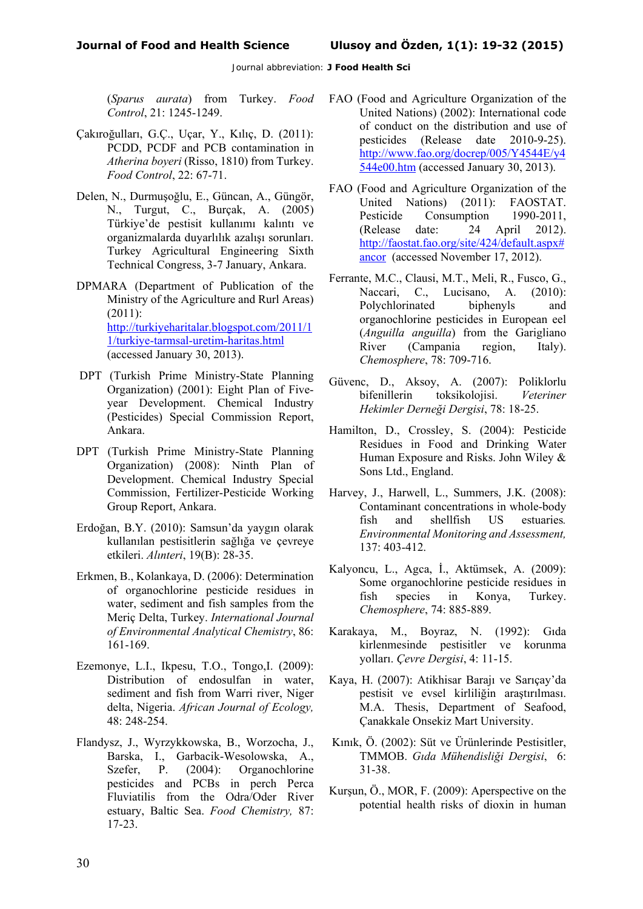(*Sparus aurata*) from Turkey. *Food Control*, 21: 1245-1249.

Çakıroğulları, G.Ç., Uçar, Y., Kılıç, D. (2011): PCDD, PCDF and PCB contamination in *Atherina boyeri* (Risso, 1810) from Turkey. *Food Control*, 22: 67-71.

Delen, N., Durmuşoğlu, E., Güncan, A., Güngör, N., Turgut, C., Burçak, A. (2005) Türkiye'de pestisit kullanımı kalıntı ve organizmalarda duyarlılık azalışı sorunları. Turkey Agricultural Engineering Sixth Technical Congress, 3-7 January, Ankara.

DPMARA (Department of Publication of the Ministry of the Agriculture and Rurl Areas) (2011): http://turkiyeharitalar.blogspot.com/2011/11/turkiye-tarmsal-uretim-haritas.html (accessed January 30, 2013).

DPT (Turkish Prime Ministry-State Planning Organization) (2001): Eight Plan of Five-year Development. Chemical Industry (Pesticides) Special Commission Report, Ankara.

DPT (Turkish Prime Ministry-State Planning Organization) (2008): Ninth Plan of Development. Chemical Industry Special Commission, Fertilizer-Pesticide Working Group Report, Ankara.

Erdoğan, B.Y. (2010): Samsun'da yaygın olarak kullanılan pestisitlerin sağlığa ve çevreye etkileri. *Alınteri*, 19(B): 28-35.

Erkmen, B., Kolankaya, D. (2006): Determination of organochlorine pesticide residues in water, sediment and fish samples from the Meriç Delta, Turkey. *International Journal of Environmental Analytical Chemistry*, 86: 161-169.

Ezemonye, L.I., Ikpesu, T.O., Tongo,I. (2009): Distribution of endosulfan in water, sediment and fish from Warri river, Niger delta, Nigeria. *African Journal of Ecology*, 48: 248-254.

Flandysz, J., Wyrzykkowska, B., Worzocha, J., Barska, I., Garbacik-Wesolowska, A., Szefer, P. (2004): Organochlorine pesticides and PCBs in perch Perca Fluviatilis from the Odra/Oder River estuary, Baltic Sea. *Food Chemistry,* 87: 17-23.

FAO (Food and Agriculture Organization of the United Nations) (2002): International code of conduct on the distribution and use of pesticides (Release date 2010-9-25). http://www.fao.org/docrep/005/Y4544E/y4544e00.htm (accessed January 30, 2013).

FAO (Food and Agriculture Organization of the United Nations) (2011): FAOSTAT. Pesticide Consumption 1990-2011, (Release date: 24 April 2012). http://faostat.fao.org/site/424/default.aspx#ancor (accessed November 17, 2012).

Ferrante, M.C., Clausi, M.T., Meli, R., Fusco, G., Naccari, C., Lucisano, A. (2010): Polychlorinated biphenyls and organochlorine pesticides in European eel (*Anguilla anguilla*) from the Garigliano River (Campania region, Italy). *Chemosphere*, 78: 709-716.

Güvenc, D., Aksoy, A. (2007): Poliklorlu bifenillerin toksikolojisi. *Veteriner Hekimler Derneği Dergisi*, 78: 18-25.

Hamilton, D., Crossley, S. (2004): Pesticide Residues in Food and Drinking Water Human Exposure and Risks. John Wiley & Sons Ltd., England.

Harvey, J., Harwell, L., Summers, J.K. (2008): Contaminant concentrations in whole-body fish and shellfish US estuaries. *Environmental Monitoring and Assessment,* 137: 403-412.

Kalyoncu, L., Agca, İ., Aktümsek, A. (2009): Some organochlorine pesticide residues in fish species in Konya, Turkey. *Chemosphere*, 74: 885-889.

Karakaya, M., Boyraz, N. (1992): Gıda kirlenmesinde pestisitler ve korunma yolları. *Çevre Dergisi*, 4: 11-15.

Kaya, H. (2007): Atikhisar Barajı ve Sarıçay'da pestisit ve evsel kirliliğin araştırılması. M.A. Thesis, Department of Seafood, Çanakkale Onsekiz Mart University.

Kınık, Ö. (2002): Süt ve Ürünlerinde Pestisitler, TMMOB. *Gıda Mühendisliği Dergisi*, 6: 31-38.

Kurşun, Ö., MOR, F. (2009): Aperspective on the potential health risks of dioxin in human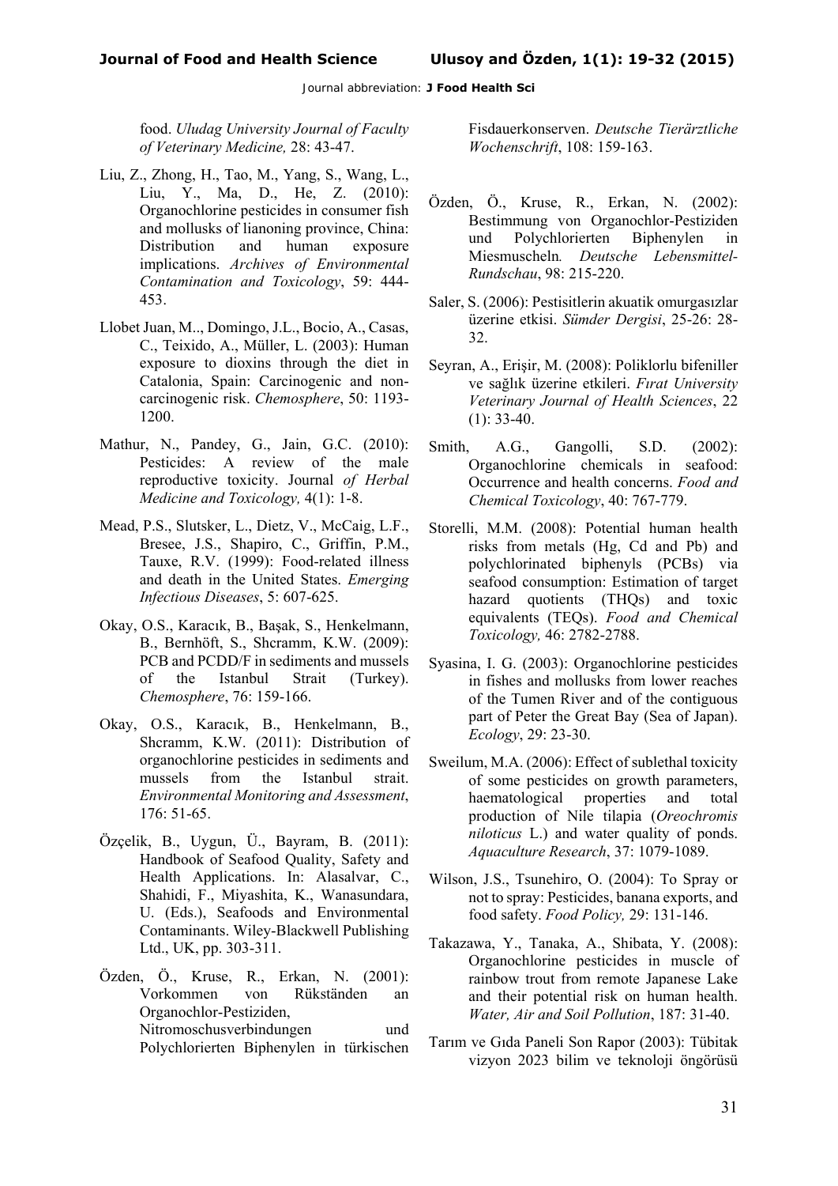food. *Uludag University Journal of Faculty of Veterinary Medicine,* 28: 43-47.

Liu, Z., Zhong, H., Tao, M., Yang, S., Wang, L., Liu, Y., Ma, D., He, Z. (2010): Organochlorine pesticides in consumer fish and mollusks of lianoning province, China: Distribution and human exposure implications. *Archives of Environmental Contamination and Toxicology*, 59: 444-453.

Llobet Juan, M.., Domingo, J.L., Bocio, A., Casas, C., Teixido, A., Müller, L. (2003): Human exposure to dioxins through the diet in Catalonia, Spain: Carcinogenic and non-carcinogenic risk. *Chemosphere*, 50: 1193-1200.

Mathur, N., Pandey, G., Jain, G.C. (2010): Pesticides: A review of the male reproductive toxicity. Journal *of Herbal Medicine and Toxicology,* 4(1): 1-8.

Mead, P.S., Slutsker, L., Dietz, V., McCaig, L.F., Bresee, J.S., Shapiro, C., Griffin, P.M., Tauxe, R.V. (1999): Food-related illness and death in the United States. *Emerging Infectious Diseases*, 5: 607-625.

Okay, O.S., Karacık, B., Başak, S., Henkelmann, B., Bernhöft, S., Shcramm, K.W. (2009): PCB and PCDD/F in sediments and mussels of the Istanbul Strait (Turkey). *Chemosphere*, 76: 159-166.

Okay, O.S., Karacık, B., Henkelmann, B., Shcramm, K.W. (2011): Distribution of organochlorine pesticides in sediments and mussels from the Istanbul strait. *Environmental Monitoring and Assessment*, 176: 51-65.

Özçelik, B., Uygun, Ü., Bayram, B. (2011): Handbook of Seafood Quality, Safety and Health Applications. In: Alasalvar, C., Shahidi, F., Miyashita, K., Wanasundara, U. (Eds.), Seafoods and Environmental Contaminants. Wiley-Blackwell Publishing Ltd., UK, pp. 303-311.

Özden, Ö., Kruse, R., Erkan, N. (2001): Vorkommen von Rükständen an Organochlor-Pestiziden, Nitromoschusverbindungen und Polychlorierten Biphenylen in türkischen Fisdauerkonserven. *Deutsche Tierärztliche Wochenschrift*, 108: 159-163.

Özden, Ö., Kruse, R., Erkan, N. (2002): Bestimmung von Organochlor-Pestiziden und Polychlorierten Biphenylen in Miesmuscheln*. Deutsche Lebensmittel-Rundschau*, 98: 215-220.

Saler, S. (2006): Pestisitlerin akuatik omurgasızlar üzerine etkisi. *Sümder Dergisi*, 25-26: 28-32.

Seyran, A., Erişir, M. (2008): Poliklorlu bifeniller ve sağlık üzerine etkileri. *Fırat University Veterinary Journal of Health Sciences*, 22 (1): 33-40.

Smith, A.G., Gangolli, S.D. (2002): Organochlorine chemicals in seafood: Occurrence and health concerns. *Food and Chemical Toxicology*, 40: 767-779.

Storelli, M.M. (2008): Potential human health risks from metals (Hg, Cd and Pb) and polychlorinated biphenyls (PCBs) via seafood consumption: Estimation of target hazard quotients (THQs) and toxic equivalents (TEQs). *Food and Chemical Toxicology,* 46: 2782-2788.

Syasina, I. G. (2003): Organochlorine pesticides in fishes and mollusks from lower reaches of the Tumen River and of the contiguous part of Peter the Great Bay (Sea of Japan). *Ecology*, 29: 23-30.

Sweilum, M.A. (2006): Effect of sublethal toxicity of some pesticides on growth parameters, haematological properties and total production of Nile tilapia (*Oreochromis niloticus* L.) and water quality of ponds. *Aquaculture Research*, 37: 1079-1089.

Wilson, J.S., Tsunehiro, O. (2004): To Spray or not to spray: Pesticides, banana exports, and food safety. *Food Policy,* 29: 131-146.

Takazawa, Y., Tanaka, A., Shibata, Y. (2008): Organochlorine pesticides in muscle of rainbow trout from remote Japanese Lake and their potential risk on human health. *Water, Air and Soil Pollution*, 187: 31-40.

Tarım ve Gıda Paneli Son Rapor (2003): Tübitak vizyon 2023 bilim ve teknoloji öngörüsü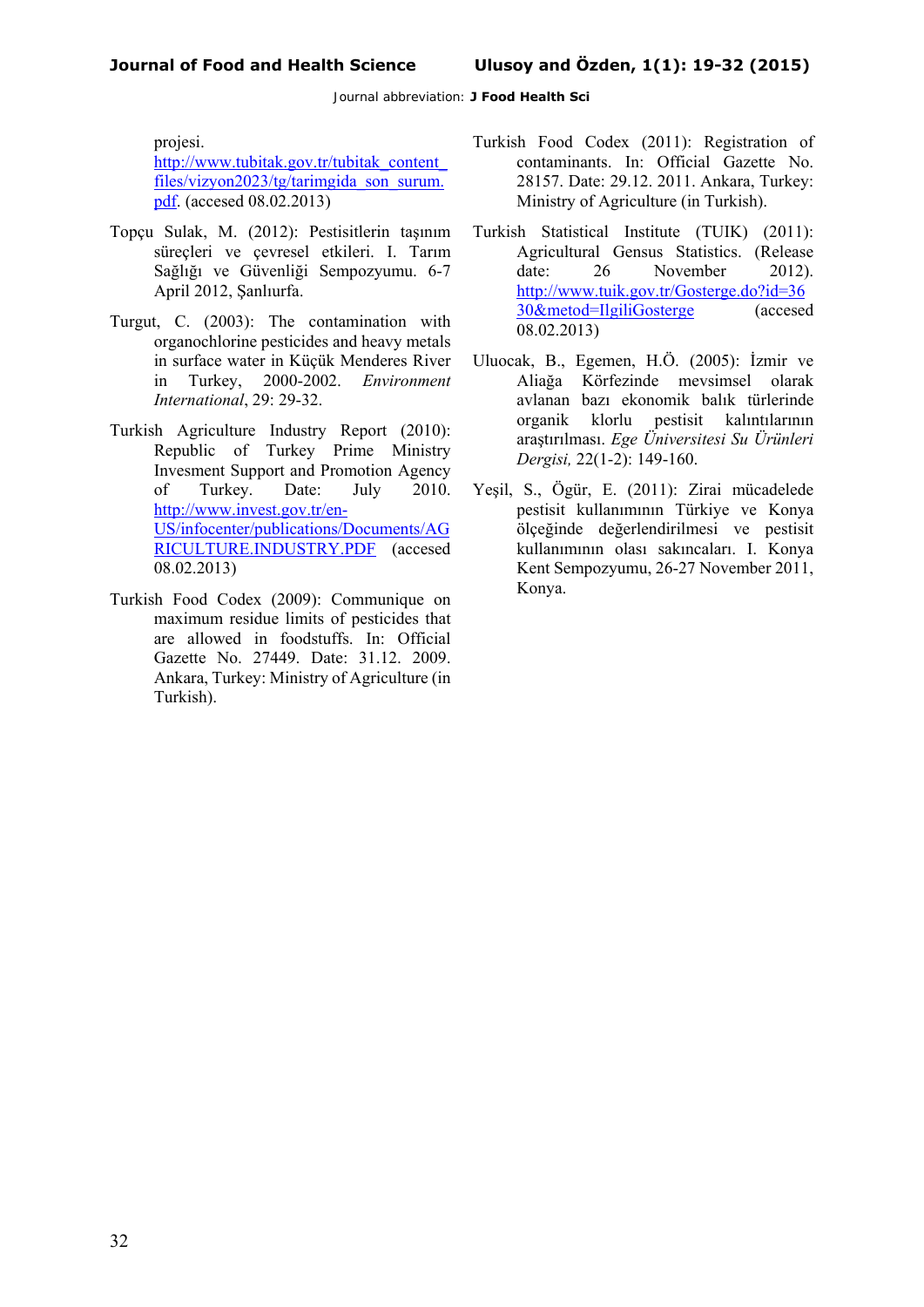projesi. http://www.tubitak.gov.tr/tubitak_content_files/vizyon2023/tg/tarimgida_son_surum.pdf. (accesed 08.02.2013)

Topçu Sulak, M. (2012): Pestisitlerin taşınım süreçleri ve çevresel etkileri. I. Tarım Sağlığı ve Güvenliği Sempozyumu. 6-7 April 2012, Şanlıurfa.

Turgut, C. (2003): The contamination with organochlorine pesticides and heavy metals in surface water in Küçük Menderes River in Turkey, 2000-2002. *Environment International*, 29: 29-32.

Turkish Agriculture Industry Report (2010): Republic of Turkey Prime Ministry Invesment Support and Promotion Agency of Turkey. Date: July 2010. http://www.invest.gov.tr/en-US/infocenter/publications/Documents/AGRICULTURE.INDUSTRY.PDF (accessed 08.02.2013)

Turkish Food Codex (2009): Communique on maximum residue limits of pesticides that are allowed in foodstuffs. In: Official Gazette No. 27449. Date: 31.12. 2009. Ankara, Turkey: Ministry of Agriculture (in Turkish).

Turkish Food Codex (2011): Registration of contaminants. In: Official Gazette No. 28157. Date: 29.12. 2011. Ankara, Turkey: Ministry of Agriculture (in Turkish).

Turkish Statistical Institute (TUIK) (2011): Agricultural Gensus Statistics. (Release date: 26 November 2012). http://www.tuik.gov.tr/Gosterge.do?id=3630&metod=IlgiliGosterge (accesed 08.02.2013)

Uluocak, B., Egemen, H.Ö. (2005): İzmir ve Aliağa Körfezinde mevsimsel olarak avlanan bazı ekonomik balık türlerinde organik klorlu pestisit kalıntılarının araştırılması. *Ege Üniversitesi Su Ürünleri Dergisi,* 22(1-2): 149-160.

Yeşil, S., Öğür, E. (2011): Zirai mücadelede pestisit kullanımının Türkiye ve Konya ölçeğinde değerlendirilmesi ve pestisit kullanımının olası sakıncaları. I. Konya Kent Sempozyumu, 26-27 November 2011, Konya.